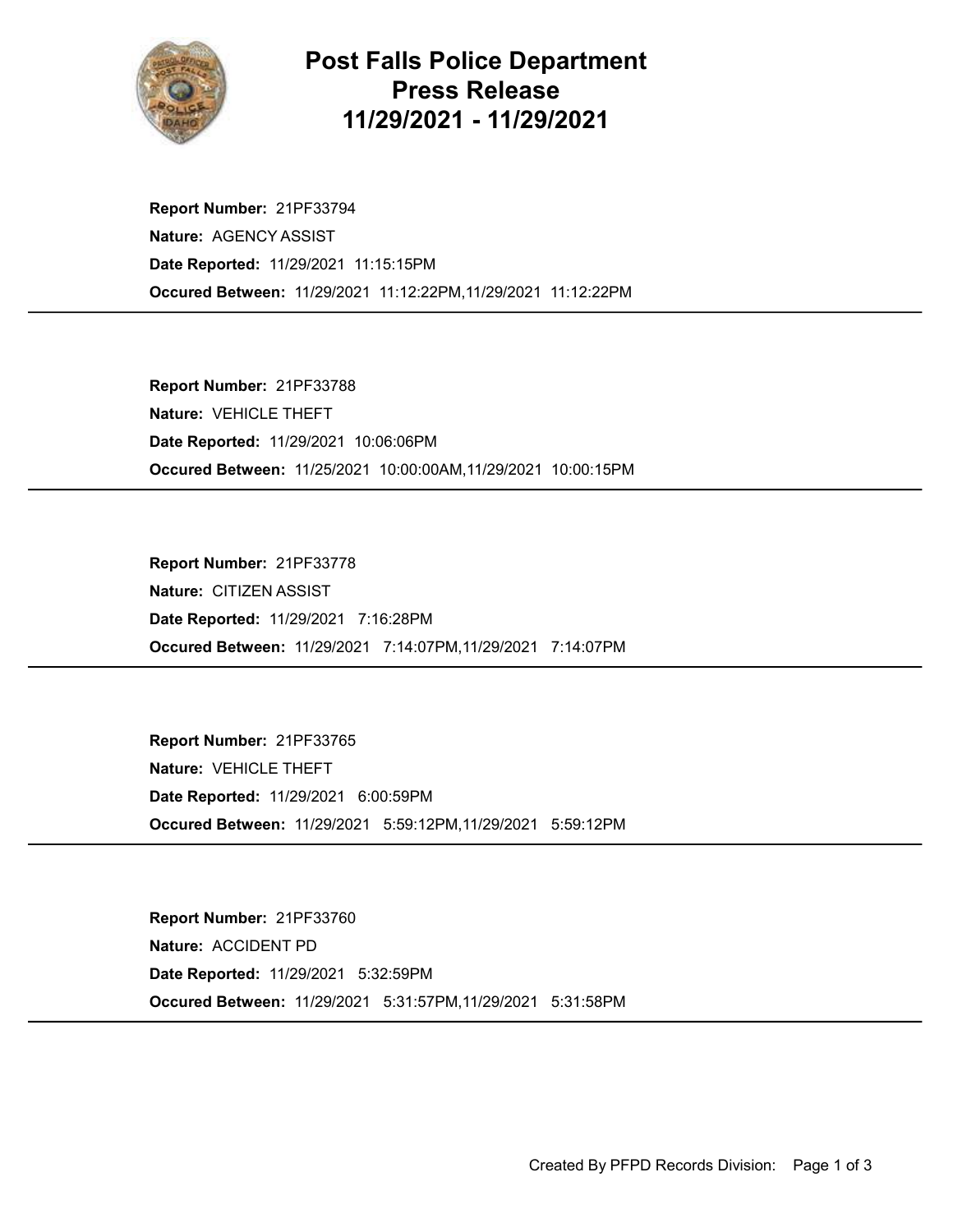# Post Falls Police Department Press Release 11/29/2021 - 11/29/2021

**Report Number:** 21PF33794
**Nature:** AGENCY ASSIST
**Date Reported:** 11/29/2021 11:15:15PM
**Occured Between:** 11/29/2021 11:12:22PM,11/29/2021 11:12:22PM

---

**Report Number:** 21PF33788
**Nature:** VEHICLE THEFT
**Date Reported:** 11/29/2021 10:06:06PM
**Occured Between:** 11/25/2021 10:00:00AM,11/29/2021 10:00:15PM

---

**Report Number:** 21PF33778
**Nature:** CITIZEN ASSIST
**Date Reported:** 11/29/2021 7:16:28PM
**Occured Between:** 11/29/2021 7:14:07PM,11/29/2021 7:14:07PM

---

**Report Number:** 21PF33765
**Nature:** VEHICLE THEFT
**Date Reported:** 11/29/2021 6:00:59PM
**Occured Between:** 11/29/2021 5:59:12PM,11/29/2021 5:59:12PM

---

**Report Number:** 21PF33760
**Nature:** ACCIDENT PD
**Date Reported:** 11/29/2021 5:32:59PM
**Occured Between:** 11/29/2021 5:31:57PM,11/29/2021 5:31:58PM

---

Created By PFPD Records Division: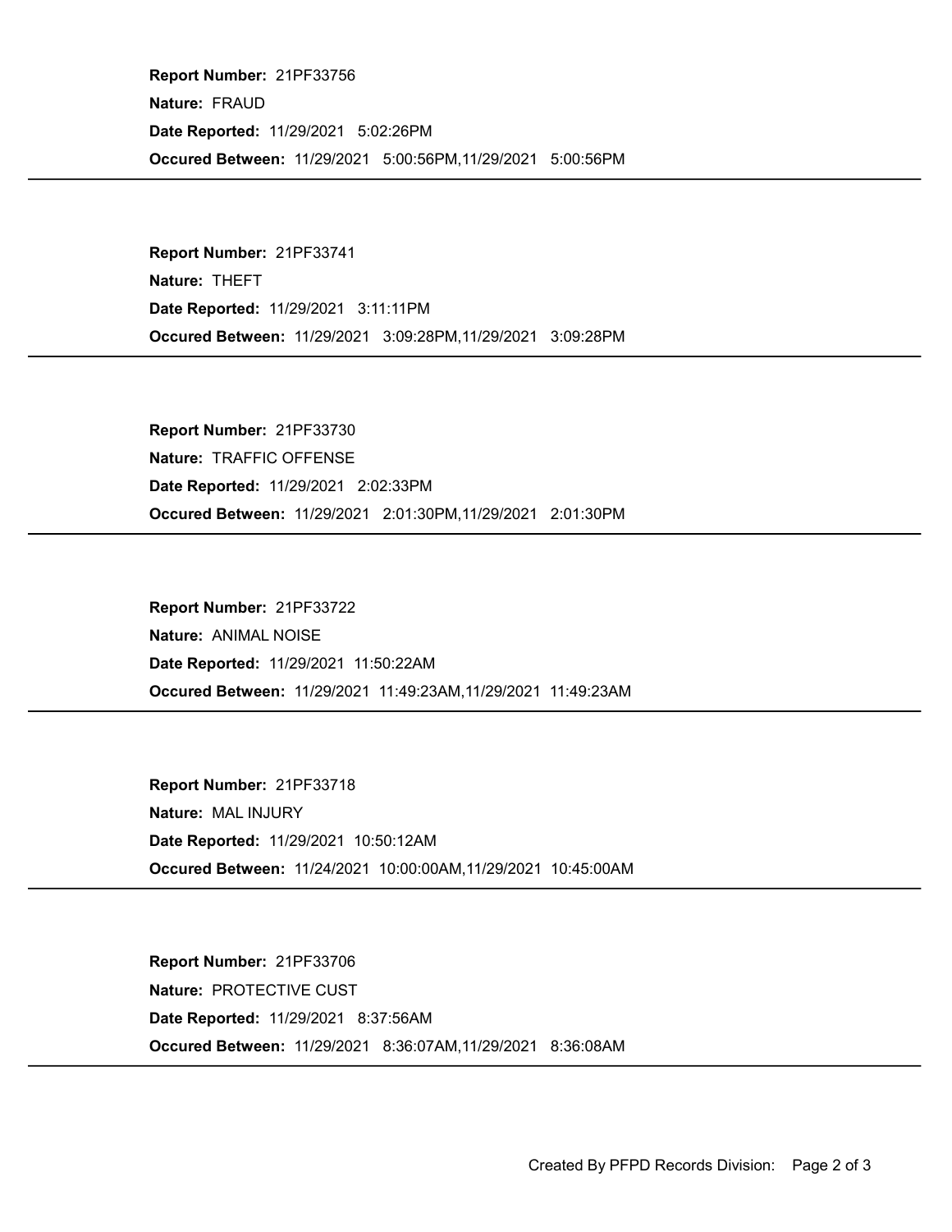**Report Number:** 21PF33756
**Nature:** FRAUD
**Date Reported:** 11/29/2021 5:02:26PM
**Occured Between:** 11/29/2021 5:00:56PM,11/29/2021 5:00:56PM

---

**Report Number:** 21PF33741
**Nature:** THEFT
**Date Reported:** 11/29/2021 3:11:11PM
**Occured Between:** 11/29/2021 3:09:28PM,11/29/2021 3:09:28PM

---

**Report Number:** 21PF33730
**Nature:** TRAFFIC OFFENSE
**Date Reported:** 11/29/2021 2:02:33PM
**Occured Between:** 11/29/2021 2:01:30PM,11/29/2021 2:01:30PM

---

**Report Number:** 21PF33722
**Nature:** ANIMAL NOISE
**Date Reported:** 11/29/2021 11:50:22AM
**Occured Between:** 11/29/2021 11:49:23AM,11/29/2021 11:49:23AM

---

**Report Number:** 21PF33718
**Nature:** MAL INJURY
**Date Reported:** 11/29/2021 10:50:12AM
**Occured Between:** 11/24/2021 10:00:00AM,11/29/2021 10:45:00AM

---

**Report Number:** 21PF33706
**Nature:** PROTECTIVE CUST
**Date Reported:** 11/29/2021 8:37:56AM
**Occured Between:** 11/29/2021 8:36:07AM,11/29/2021 8:36:08AM

---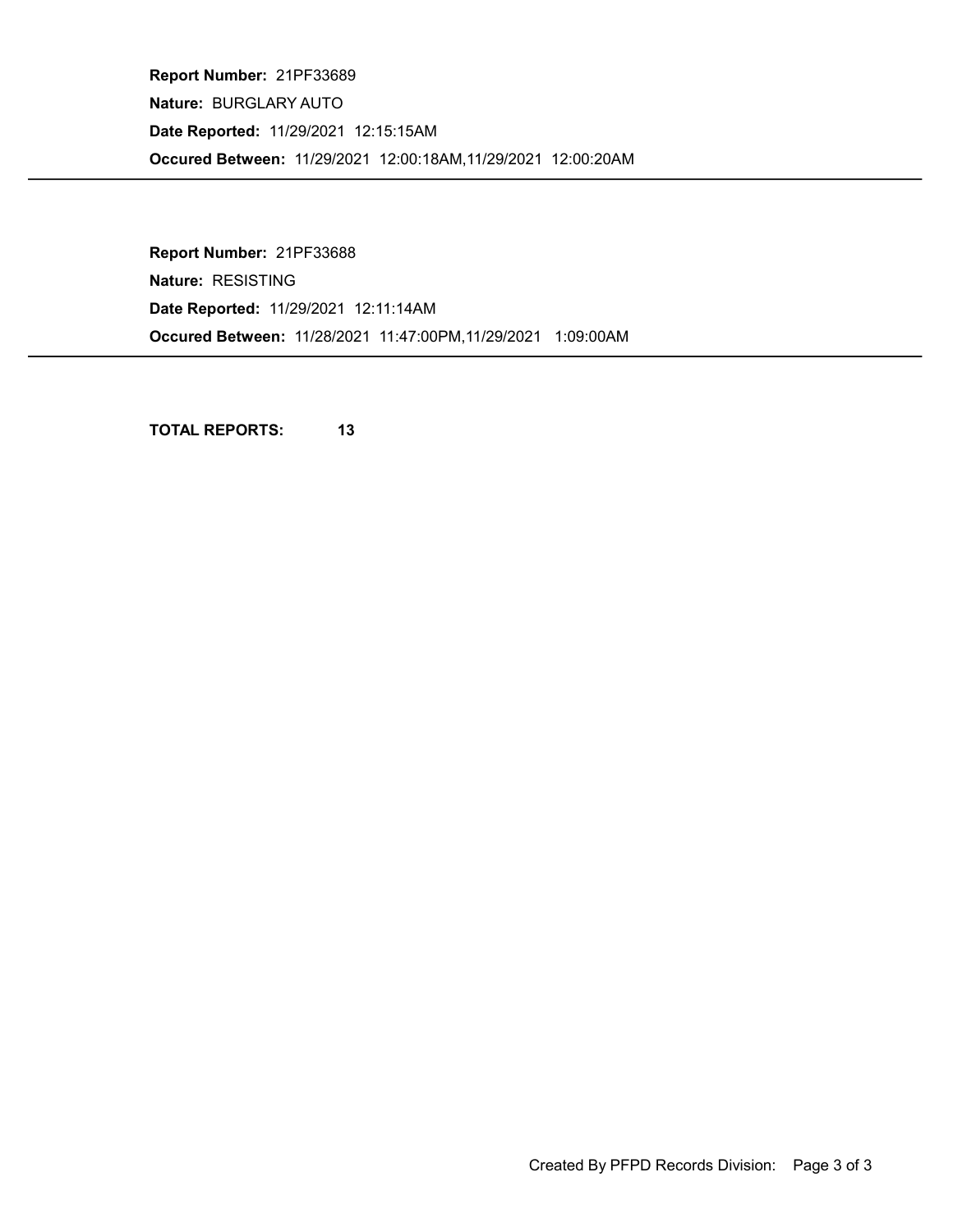**Report Number:** 21PF33689

**Nature:** BURGLARY AUTO

**Date Reported:** 11/29/2021 12:15:15AM

**Occured Between:** 11/29/2021 12:00:18AM,11/29/2021 12:00:20AM

---

**Report Number:** 21PF33688

**Nature:** RESISTING

**Date Reported:** 11/29/2021 12:11:14AM

**Occured Between:** 11/28/2021 11:47:00PM,11/29/2021 1:09:00AM

---

**TOTAL REPORTS:** **13**